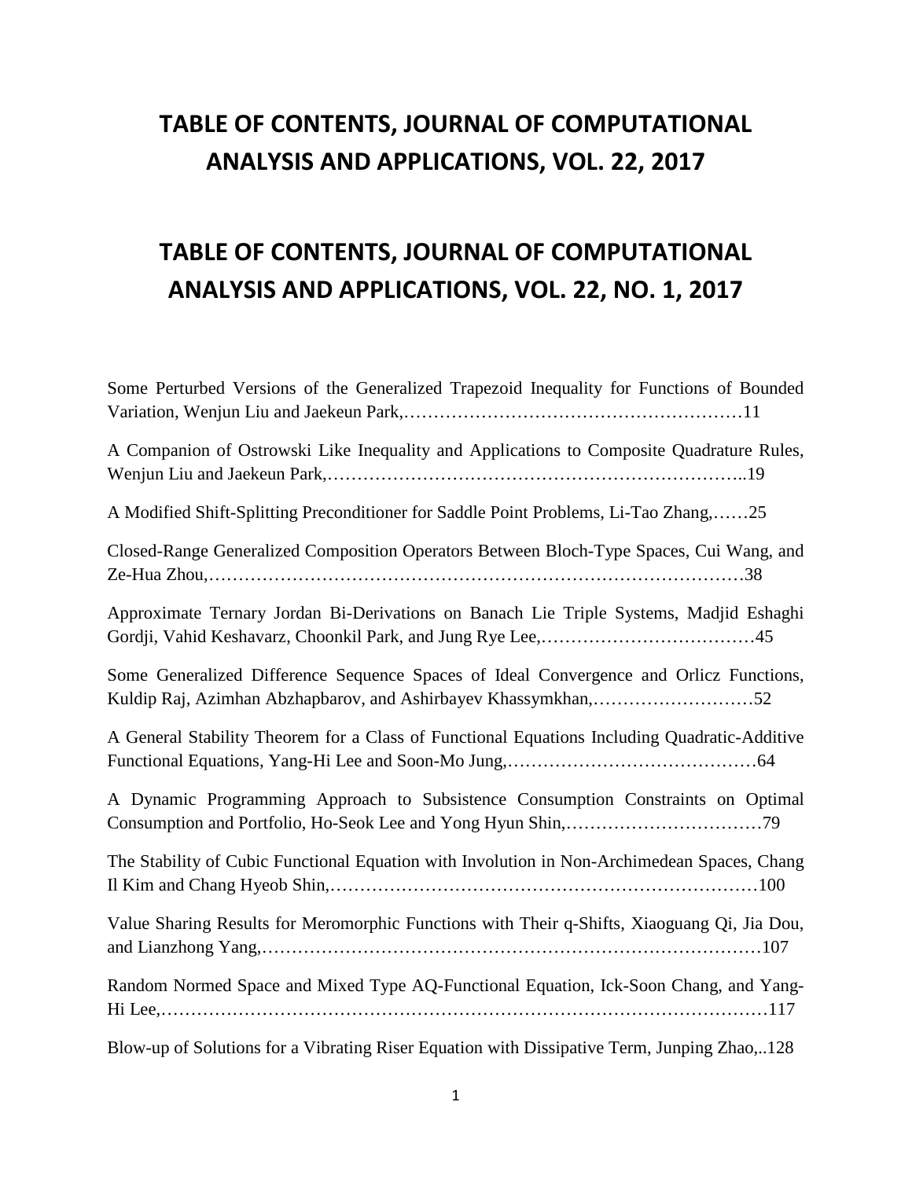# TABLE OF CONTENTS, JOURNAL OF COMPUTATIONAL ANALYSIS AND APPLICATIONS, VOL. 22, 2017

# TABLE OF CONTENTS, JOURNAL OF COMPUTATIONAL ANALYSIS AND APPLICATIONS, VOL. 22, NO. 1, 2017

Some Perturbed Versions of the Generalized Trapezoid Inequality for Functions of Bounded Variation, Wenjun Liu and Jaekeun Park,…………………………………………………11

A Companion of Ostrowski Like Inequality and Applications to Composite Quadrature Rules, Wenjun Liu and Jaekeun Park,…………………………………………………………..19

A Modified Shift-Splitting Preconditioner for Saddle Point Problems, Li-Tao Zhang,……25

Closed-Range Generalized Composition Operators Between Bloch-Type Spaces, Cui Wang, and Ze-Hua Zhou,……………………………………………………………………………38

Approximate Ternary Jordan Bi-Derivations on Banach Lie Triple Systems, Madjid Eshaghi Gordji, Vahid Keshavarz, Choonkil Park, and Jung Rye Lee,………………………………45

Some Generalized Difference Sequence Spaces of Ideal Convergence and Orlicz Functions, Kuldip Raj, Azimhan Abzhapbarov, and Ashirbayev Khassymkhan,………………………52

A General Stability Theorem for a Class of Functional Equations Including Quadratic-Additive Functional Equations, Yang-Hi Lee and Soon-Mo Jung,……………………………………64

A Dynamic Programming Approach to Subsistence Consumption Constraints on Optimal Consumption and Portfolio, Ho-Seok Lee and Yong Hyun Shin,……………………………79

The Stability of Cubic Functional Equation with Involution in Non-Archimedean Spaces, Chang Il Kim and Chang Hyeob Shin,……………………………………………………………100

Value Sharing Results for Meromorphic Functions with Their q-Shifts, Xiaoguang Qi, Jia Dou, and Lianzhong Yang,………………………………………………………………………107

Random Normed Space and Mixed Type AQ-Functional Equation, Ick-Soon Chang, and Yang-Hi Lee,……………………………………………………………………………………117

Blow-up of Solutions for a Vibrating Riser Equation with Dissipative Term, Junping Zhao,..128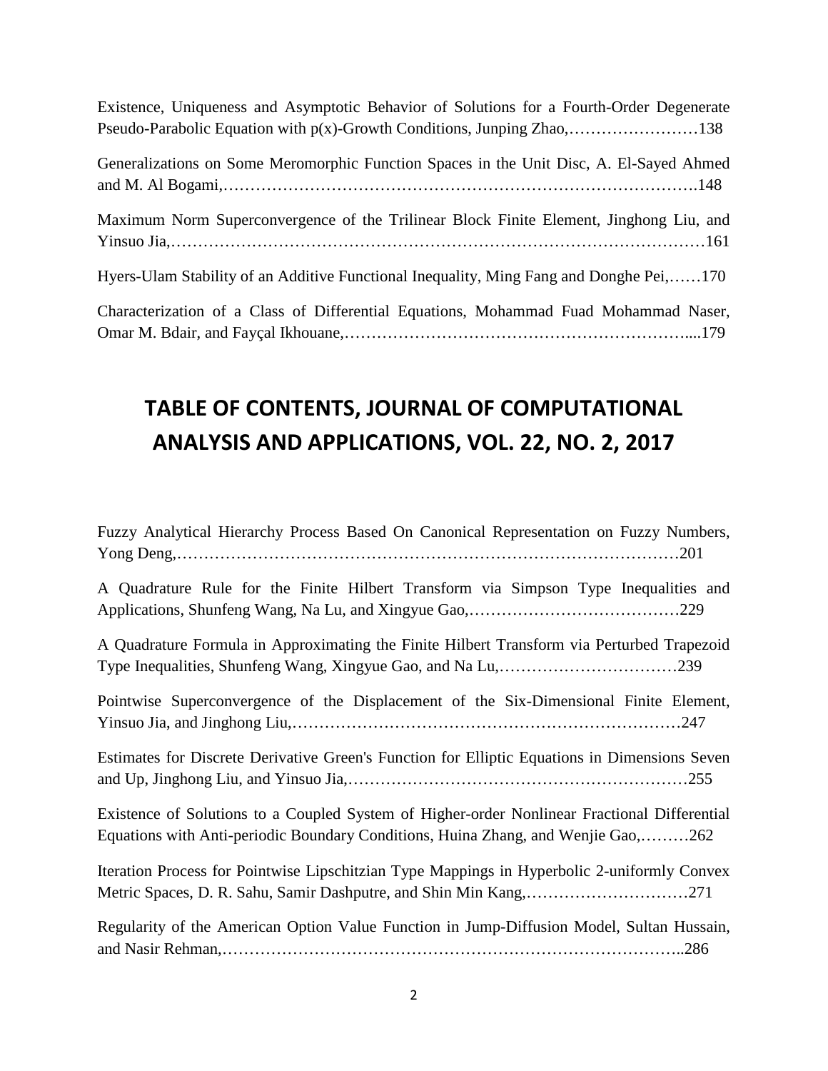Existence, Uniqueness and Asymptotic Behavior of Solutions for a Fourth-Order Degenerate Pseudo-Parabolic Equation with p(x)-Growth Conditions, Junping Zhao,……………………138

Generalizations on Some Meromorphic Function Spaces in the Unit Disc, A. El-Sayed Ahmed and M. Al Bogami,……………………………………………………………………….148

Maximum Norm Superconvergence of the Trilinear Block Finite Element, Jinghong Liu, and Yinsuo Jia,……………………………………………………………………………………161

Hyers-Ulam Stability of an Additive Functional Inequality, Ming Fang and Donghe Pei,……170

Characterization of a Class of Differential Equations, Mohammad Fuad Mohammad Naser, Omar M. Bdair, and Fayçal Ikhouane,……………………………………………………....179

## TABLE OF CONTENTS, JOURNAL OF COMPUTATIONAL ANALYSIS AND APPLICATIONS, VOL. 22, NO. 2, 2017

Fuzzy Analytical Hierarchy Process Based On Canonical Representation on Fuzzy Numbers, Yong Deng,……………………………………………………………………………201

A Quadrature Rule for the Finite Hilbert Transform via Simpson Type Inequalities and Applications, Shunfeng Wang, Na Lu, and Xingyue Gao,…………………………………229

A Quadrature Formula in Approximating the Finite Hilbert Transform via Perturbed Trapezoid Type Inequalities, Shunfeng Wang, Xingyue Gao, and Na Lu,……………………………239

Pointwise Superconvergence of the Displacement of the Six-Dimensional Finite Element, Yinsuo Jia, and Jinghong Liu,……………………………………………………………247

Estimates for Discrete Derivative Green's Function for Elliptic Equations in Dimensions Seven and Up, Jinghong Liu, and Yinsuo Jia,……………………………………………………255

Existence of Solutions to a Coupled System of Higher-order Nonlinear Fractional Differential Equations with Anti-periodic Boundary Conditions, Huina Zhang, and Wenjie Gao,………262

Iteration Process for Pointwise Lipschitzian Type Mappings in Hyperbolic 2-uniformly Convex Metric Spaces, D. R. Sahu, Samir Dashputre, and Shin Min Kang,…………………………271

Regularity of the American Option Value Function in Jump-Diffusion Model, Sultan Hussain, and Nasir Rehman,………………………………………………………………………..286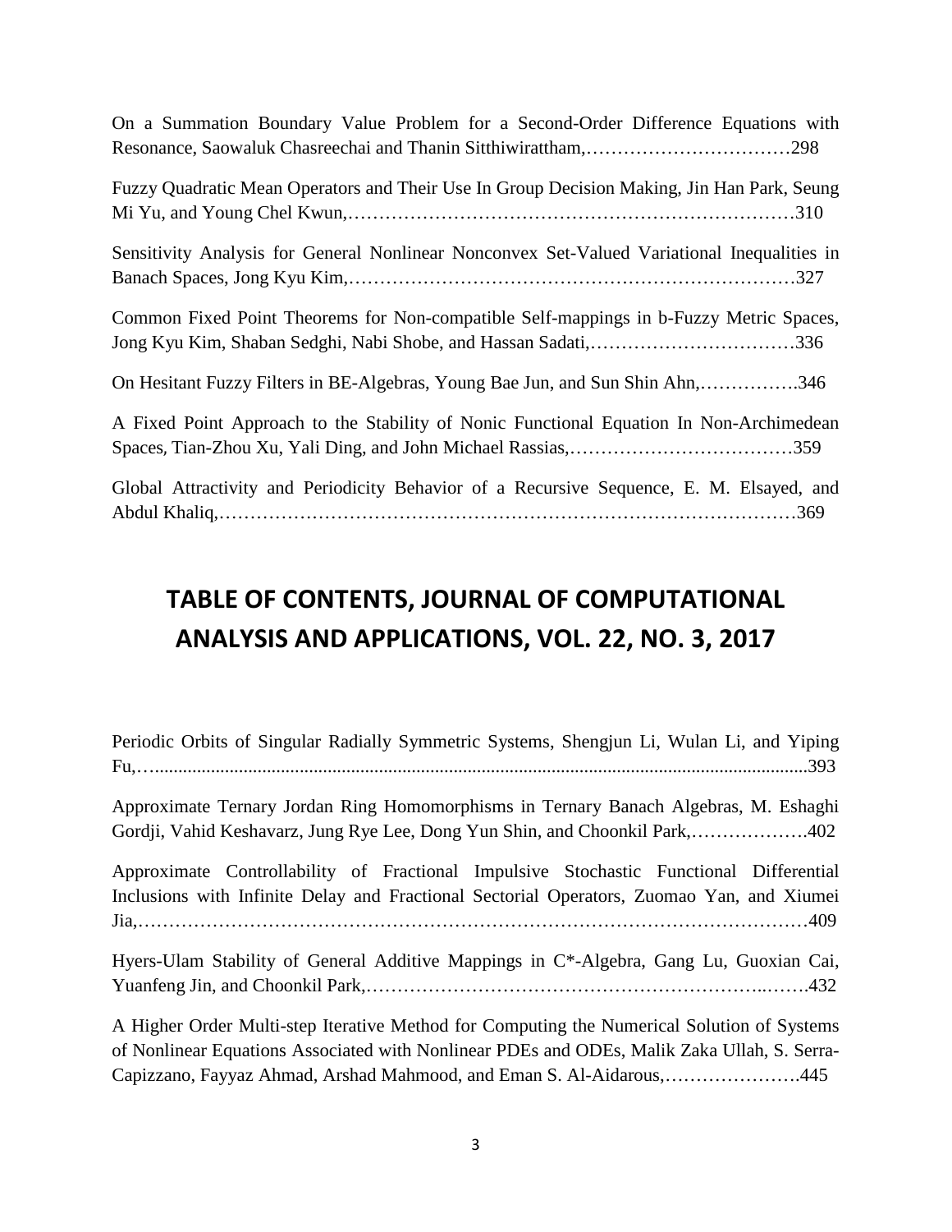On a Summation Boundary Value Problem for a Second-Order Difference Equations with Resonance, Saowaluk Chasreechai and Thanin Sitthiwirattham,……………………………298

Fuzzy Quadratic Mean Operators and Their Use In Group Decision Making, Jin Han Park, Seung Mi Yu, and Young Chel Kwun,……………………………………………………………310

Sensitivity Analysis for General Nonlinear Nonconvex Set-Valued Variational Inequalities in Banach Spaces, Jong Kyu Kim,……………………………………………………………327

Common Fixed Point Theorems for Non-compatible Self-mappings in b-Fuzzy Metric Spaces, Jong Kyu Kim, Shaban Sedghi, Nabi Shobe, and Hassan Sadati,……………………………336

On Hesitant Fuzzy Filters in BE-Algebras, Young Bae Jun, and Sun Shin Ahn,…………….346

A Fixed Point Approach to the Stability of Nonic Functional Equation In Non-Archimedean Spaces, Tian-Zhou Xu, Yali Ding, and John Michael Rassias,………………………………359

Global Attractivity and Periodicity Behavior of a Recursive Sequence, E. M. Elsayed, and Abdul Khaliq,………………………………………………………………………………369

## TABLE OF CONTENTS, JOURNAL OF COMPUTATIONAL ANALYSIS AND APPLICATIONS, VOL. 22, NO. 3, 2017

Periodic Orbits of Singular Radially Symmetric Systems, Shengjun Li, Wulan Li, and Yiping Fu,….........................................................................................................................393

Approximate Ternary Jordan Ring Homomorphisms in Ternary Banach Algebras, M. Eshaghi Gordji, Vahid Keshavarz, Jung Rye Lee, Dong Yun Shin, and Choonkil Park,……………….402

Approximate Controllability of Fractional Impulsive Stochastic Functional Differential Inclusions with Infinite Delay and Fractional Sectorial Operators, Zuomao Yan, and Xiumei Jia,………………………………………………………………………………………409

Hyers-Ulam Stability of General Additive Mappings in C*-Algebra, Gang Lu, Guoxian Cai, Yuanfeng Jin, and Choonkil Park,………………………………………………………..…….432

A Higher Order Multi-step Iterative Method for Computing the Numerical Solution of Systems of Nonlinear Equations Associated with Nonlinear PDEs and ODEs, Malik Zaka Ullah, S. Serra-Capizzano, Fayyaz Ahmad, Arshad Mahmood, and Eman S. Al-Aidarous,………………….445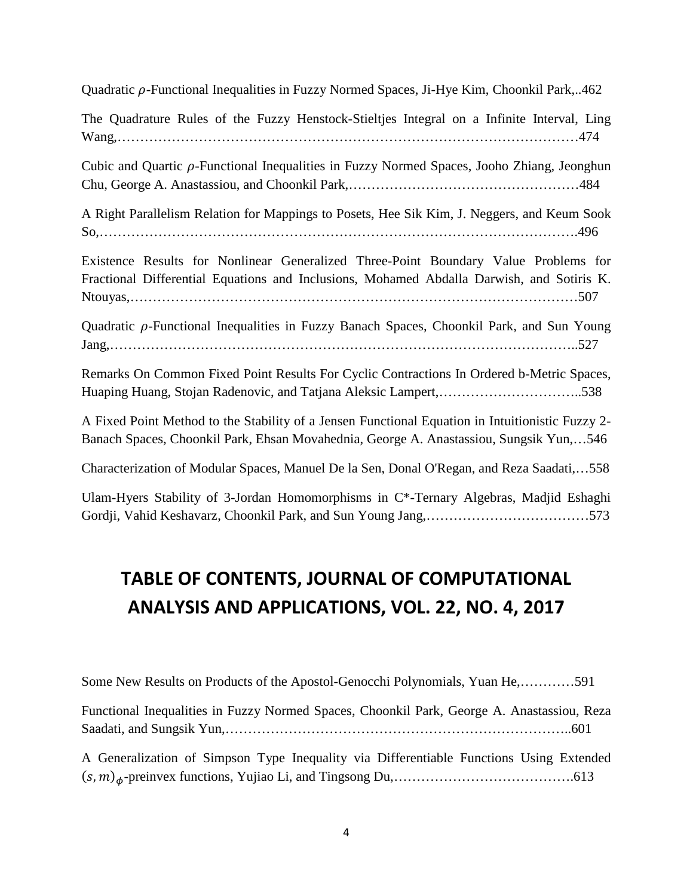Quadratic $\rho$-Functional Inequalities in Fuzzy Normed Spaces, Ji-Hye Kim, Choonkil Park,..462

The Quadrature Rules of the Fuzzy Henstock-Stieltjes Integral on a Infinite Interval, Ling Wang,……………………………………………………………………………………………474

Cubic and Quartic $\rho$-Functional Inequalities in Fuzzy Normed Spaces, Jooho Zhiang, Jeonghun Chu, George A. Anastassiou, and Choonkil Park,……………………………………………484

A Right Parallelism Relation for Mappings to Posets, Hee Sik Kim, J. Neggers, and Keum Sook So,……………………………………………………………………………………………….496

Existence Results for Nonlinear Generalized Three-Point Boundary Value Problems for Fractional Differential Equations and Inclusions, Mohamed Abdalla Darwish, and Sotiris K. Ntouyas,……………………………………………………………………………………507

Quadratic $\rho$-Functional Inequalities in Fuzzy Banach Spaces, Choonkil Park, and Sun Young Jang,………………………………………………………………………………………………..527

Remarks On Common Fixed Point Results For Cyclic Contractions In Ordered b-Metric Spaces, Huaping Huang, Stojan Radenovic, and Tatjana Aleksic Lampert,…………………………..538

A Fixed Point Method to the Stability of a Jensen Functional Equation in Intuitionistic Fuzzy 2-Banach Spaces, Choonkil Park, Ehsan Movahednia, George A. Anastassiou, Sungsik Yun,…546

Characterization of Modular Spaces, Manuel De la Sen, Donal O'Regan, and Reza Saadati,…558

Ulam-Hyers Stability of 3-Jordan Homomorphisms in C*-Ternary Algebras, Madjid Eshaghi Gordji, Vahid Keshavarz, Choonkil Park, and Sun Young Jang,………………………………573

# TABLE OF CONTENTS, JOURNAL OF COMPUTATIONAL ANALYSIS AND APPLICATIONS, VOL. 22, NO. 4, 2017

Some New Results on Products of the Apostol-Genocchi Polynomials, Yuan He,…………591

Functional Inequalities in Fuzzy Normed Spaces, Choonkil Park, George A. Anastassiou, Reza Saadati, and Sungsik Yun,…………………………………………………………………..601

A Generalization of Simpson Type Inequality via Differentiable Functions Using Extended $(s,m)_{\phi}$-preinvex functions, Yujiao Li, and Tingsong Du,………………………………….613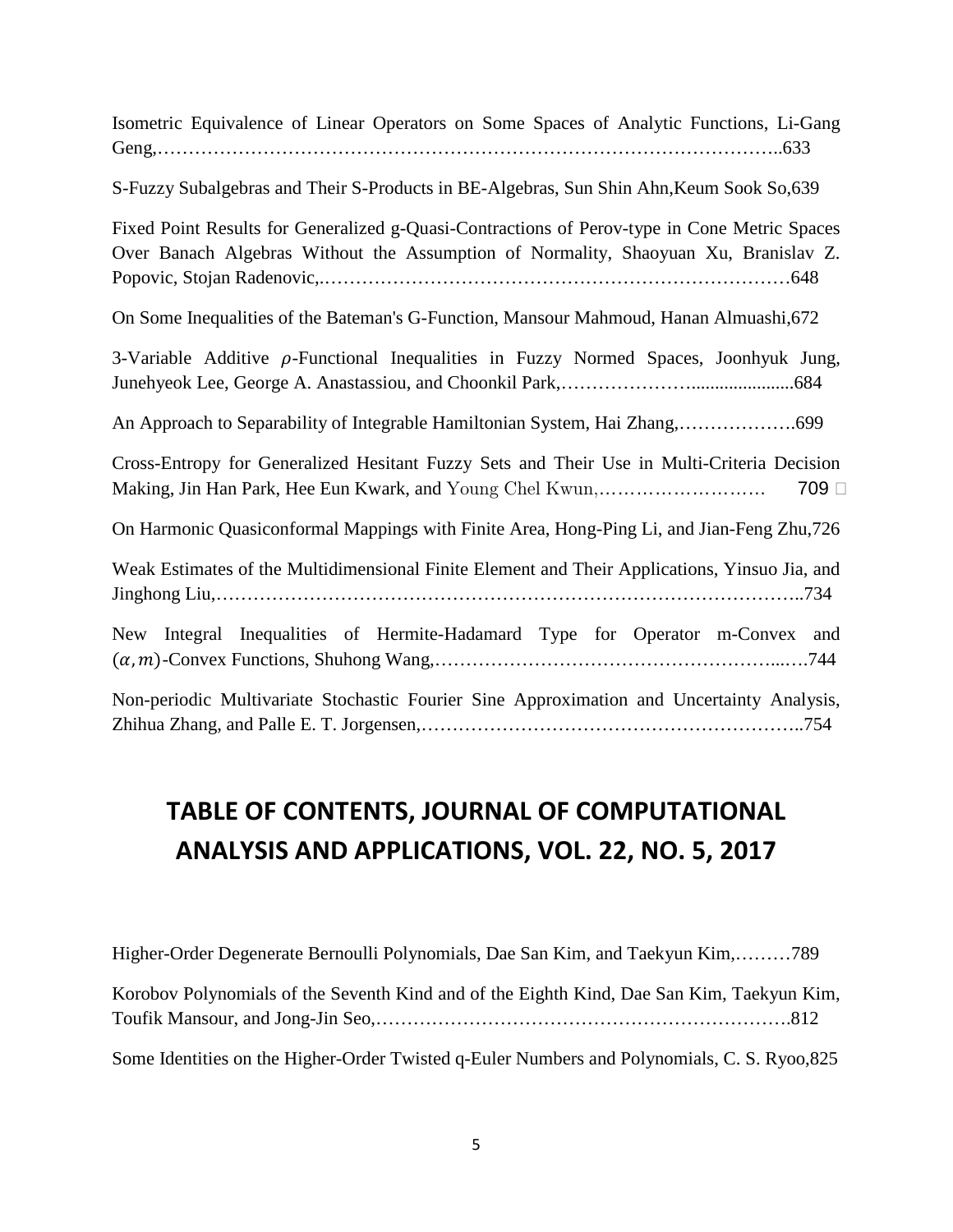Isometric Equivalence of Linear Operators on Some Spaces of Analytic Functions, Li-Gang Geng,……………………………………………………………………………………..633

S-Fuzzy Subalgebras and Their S-Products in BE-Algebras, Sun Shin Ahn,Keum Sook So,639

Fixed Point Results for Generalized g-Quasi-Contractions of Perov-type in Cone Metric Spaces Over Banach Algebras Without the Assumption of Normality, Shaoyuan Xu, Branislav Z. Popovic, Stojan Radenovic,.………………………………………………………………648

On Some Inequalities of the Bateman's G-Function, Mansour Mahmoud, Hanan Almuashi,672

3-Variable Additive $\rho$-Functional Inequalities in Fuzzy Normed Spaces, Joonhyuk Jung, Junehyeok Lee, George A. Anastassiou, and Choonkil Park,…………………......................684

An Approach to Separability of Integrable Hamiltonian System, Hai Zhang,……………….699

Cross-Entropy for Generalized Hesitant Fuzzy Sets and Their Use in Multi-Criteria Decision Making, Jin Han Park, Hee Eun Kwark, and Young Chel Kwun,………………………. 709

On Harmonic Quasiconformal Mappings with Finite Area, Hong-Ping Li, and Jian-Feng Zhu,726

Weak Estimates of the Multidimensional Finite Element and Their Applications, Yinsuo Jia, and Jinghong Liu,…………………………………………………………………………………..734

New Integral Inequalities of Hermite-Hadamard Type for Operator m-Convex and $(\alpha, m)$-Convex Functions, Shuhong Wang,……………………………………………….….744

Non-periodic Multivariate Stochastic Fourier Sine Approximation and Uncertainty Analysis, Zhihua Zhang, and Palle E. T. Jorgensen,…………………………………………………..754

# TABLE OF CONTENTS, JOURNAL OF COMPUTATIONAL ANALYSIS AND APPLICATIONS, VOL. 22, NO. 5, 2017

Higher-Order Degenerate Bernoulli Polynomials, Dae San Kim, and Taekyun Kim,………789

Korobov Polynomials of the Seventh Kind and of the Eighth Kind, Dae San Kim, Taekyun Kim, Toufik Mansour, and Jong-Jin Seo,………………………………………………………….812

Some Identities on the Higher-Order Twisted q-Euler Numbers and Polynomials, C. S. Ryoo,825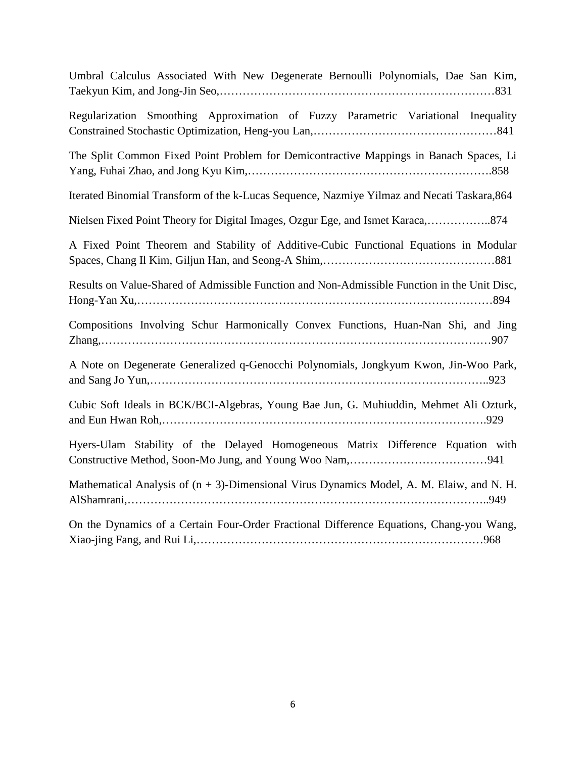Umbral Calculus Associated With New Degenerate Bernoulli Polynomials, Dae San Kim, Taekyun Kim, and Jong-Jin Seo,………………………………………………………………831

Regularization Smoothing Approximation of Fuzzy Parametric Variational Inequality Constrained Stochastic Optimization, Heng-you Lan,…………………………………………841

The Split Common Fixed Point Problem for Demicontractive Mappings in Banach Spaces, Li Yang, Fuhai Zhao, and Jong Kyu Kim,…………………………………………………….858

Iterated Binomial Transform of the k-Lucas Sequence, Nazmiye Yilmaz and Necati Taskara,864

Nielsen Fixed Point Theory for Digital Images, Ozgur Ege, and Ismet Karaca,……………..874

A Fixed Point Theorem and Stability of Additive-Cubic Functional Equations in Modular Spaces, Chang Il Kim, Giljun Han, and Seong-A Shim,………………………………………881

Results on Value-Shared of Admissible Function and Non-Admissible Function in the Unit Disc, Hong-Yan Xu,……………………………………………………………………………894

Compositions Involving Schur Harmonically Convex Functions, Huan-Nan Shi, and Jing Zhang,……………………………………………………………………………………907

A Note on Degenerate Generalized q-Genocchi Polynomials, Jongkyum Kwon, Jin-Woo Park, and Sang Jo Yun,…………………………………………………………………………..923

Cubic Soft Ideals in BCK/BCI-Algebras, Young Bae Jun, G. Muhiuddin, Mehmet Ali Ozturk, and Eun Hwan Roh,……………………………………………………………………….929

Hyers-Ulam Stability of the Delayed Homogeneous Matrix Difference Equation with Constructive Method, Soon-Mo Jung, and Young Woo Nam,………………………………941

Mathematical Analysis of (n + 3)-Dimensional Virus Dynamics Model, A. M. Elaiw, and N. H. AlShamrani,……………………………………………………………………………..949

On the Dynamics of a Certain Four-Order Fractional Difference Equations, Chang-you Wang, Xiao-jing Fang, and Rui Li,…………………………………………………………………968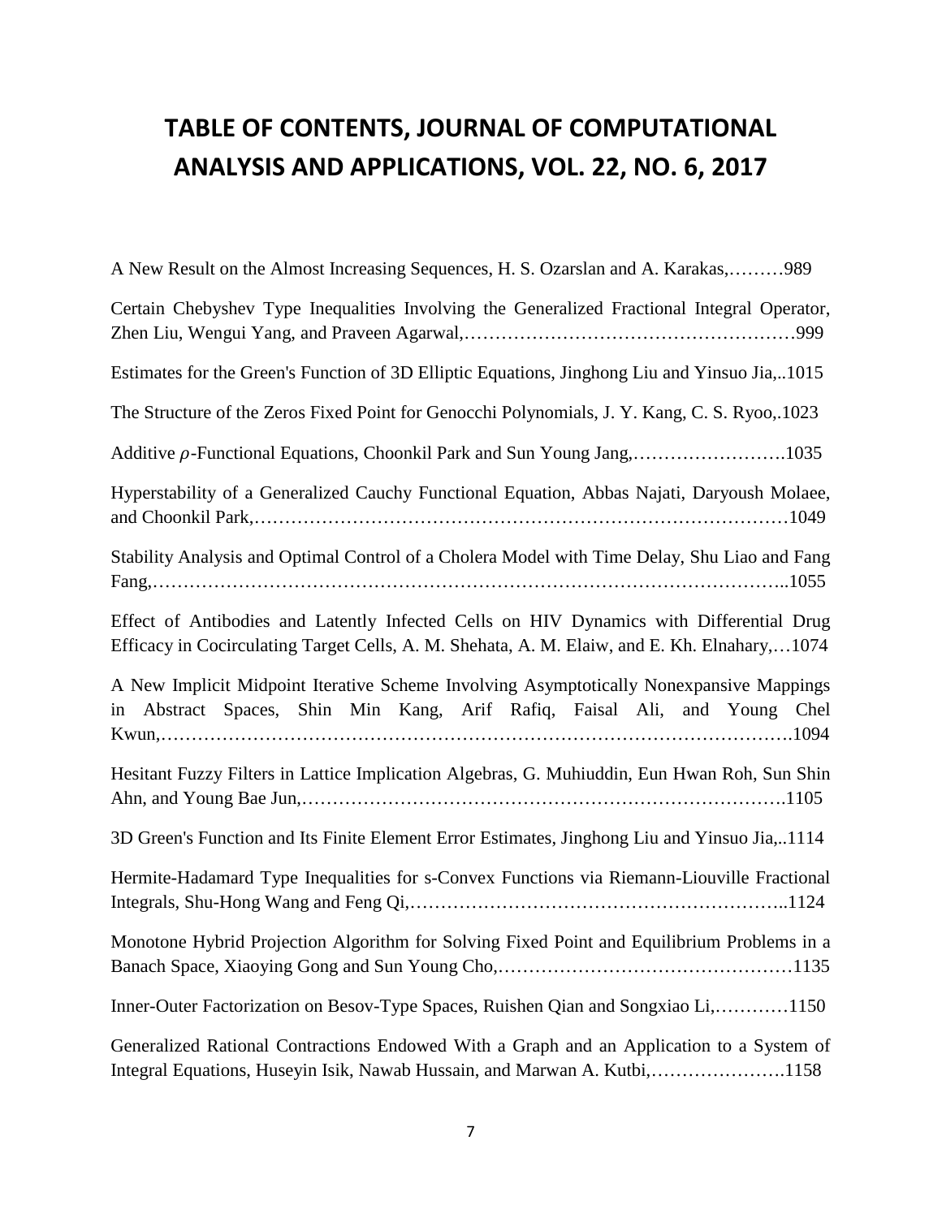# TABLE OF CONTENTS, JOURNAL OF COMPUTATIONAL ANALYSIS AND APPLICATIONS, VOL. 22, NO. 6, 2017

A New Result on the Almost Increasing Sequences, H. S. Ozarslan and A. Karakas,………989

Certain Chebyshev Type Inequalities Involving the Generalized Fractional Integral Operator, Zhen Liu, Wengui Yang, and Praveen Agarwal,………………………………………………999

Estimates for the Green's Function of 3D Elliptic Equations, Jinghong Liu and Yinsuo Jia,..1015

The Structure of the Zeros Fixed Point for Genocchi Polynomials, J. Y. Kang, C. S. Ryoo,.1023

Additive $\rho$-Functional Equations, Choonkil Park and Sun Young Jang,…………………….1035

Hyperstability of a Generalized Cauchy Functional Equation, Abbas Najati, Daryoush Molaee, and Choonkil Park,…………………………………………………………………………1049

Stability Analysis and Optimal Control of a Cholera Model with Time Delay, Shu Liao and Fang Fang,……………………………………………………………………………………..1055

Effect of Antibodies and Latently Infected Cells on HIV Dynamics with Differential Drug Efficacy in Cocirculating Target Cells, A. M. Shehata, A. M. Elaiw, and E. Kh. Elnahary,…1074

A New Implicit Midpoint Iterative Scheme Involving Asymptotically Nonexpansive Mappings in Abstract Spaces, Shin Min Kang, Arif Rafiq, Faisal Ali, and Young Chel Kwun,…………………………………………………………………………………….1094

Hesitant Fuzzy Filters in Lattice Implication Algebras, G. Muhiuddin, Eun Hwan Roh, Sun Shin Ahn, and Young Bae Jun,……………………………………………………………….1105

3D Green's Function and Its Finite Element Error Estimates, Jinghong Liu and Yinsuo Jia,..1114

Hermite-Hadamard Type Inequalities for s-Convex Functions via Riemann-Liouville Fractional Integrals, Shu-Hong Wang and Feng Qi,…………………………………………………..1124

Monotone Hybrid Projection Algorithm for Solving Fixed Point and Equilibrium Problems in a Banach Space, Xiaoying Gong and Sun Young Cho,…………………………………………1135

Inner-Outer Factorization on Besov-Type Spaces, Ruishen Qian and Songxiao Li,…………1150

Generalized Rational Contractions Endowed With a Graph and an Application to a System of Integral Equations, Huseyin Isik, Nawab Hussain, and Marwan A. Kutbi,………………….1158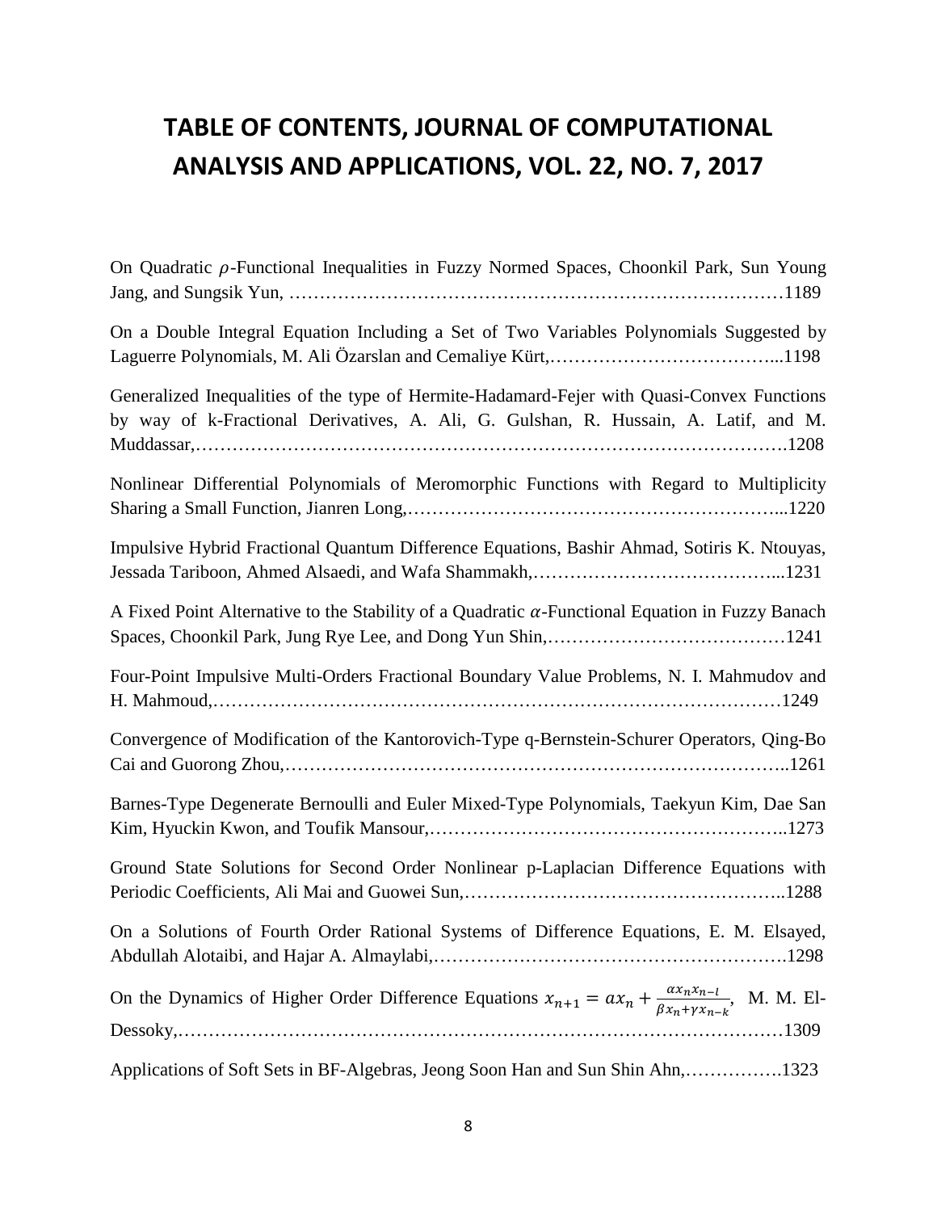# TABLE OF CONTENTS, JOURNAL OF COMPUTATIONAL ANALYSIS AND APPLICATIONS, VOL. 22, NO. 7, 2017

On Quadratic $\rho$-Functional Inequalities in Fuzzy Normed Spaces, Choonkil Park, Sun Young Jang, and Sungsik Yun, ……………………………………………………………………1189

On a Double Integral Equation Including a Set of Two Variables Polynomials Suggested by Laguerre Polynomials, M. Ali Özarslan and Cemaliye Kürt,………………………………...1198

Generalized Inequalities of the type of Hermite-Hadamard-Fejer with Quasi-Convex Functions by way of k-Fractional Derivatives, A. Ali, G. Gulshan, R. Hussain, A. Latif, and M. Muddassar,………………………………………………………………………………….1208

Nonlinear Differential Polynomials of Meromorphic Functions with Regard to Multiplicity Sharing a Small Function, Jianren Long,…………………………………………………...1220

Impulsive Hybrid Fractional Quantum Difference Equations, Bashir Ahmad, Sotiris K. Ntouyas, Jessada Tariboon, Ahmed Alsaedi, and Wafa Shammakh,…………………………………...1231

A Fixed Point Alternative to the Stability of a Quadratic $\alpha$-Functional Equation in Fuzzy Banach Spaces, Choonkil Park, Jung Rye Lee, and Dong Yun Shin,…………………………………1241

Four-Point Impulsive Multi-Orders Fractional Boundary Value Problems, N. I. Mahmudov and H. Mahmoud,………………………………………………………………………………1249

Convergence of Modification of the Kantorovich-Type q-Bernstein-Schurer Operators, Qing-Bo Cai and Guorong Zhou,……………………………………………………………………..1261

Barnes-Type Degenerate Bernoulli and Euler Mixed-Type Polynomials, Taekyun Kim, Dae San Kim, Hyuckin Kwon, and Toufik Mansour,………………………………………………...1273

Ground State Solutions for Second Order Nonlinear p-Laplacian Difference Equations with Periodic Coefficients, Ali Mai and Guowei Sun,……………………………………………..1288

On a Solutions of Fourth Order Rational Systems of Difference Equations, E. M. Elsayed, Abdullah Alotaibi, and Hajar A. Almaylabi,……………………………………………….1298

On the Dynamics of Higher Order Difference Equations $x_{n+1} = ax_n + \frac{\alpha x_n x_{n-l}}{\beta x_n + \gamma x_{n-k}}$, M. M. El-Dessoky,……………………………………………………………………………………1309

Applications of Soft Sets in BF-Algebras, Jeong Soon Han and Sun Shin Ahn,…………….1323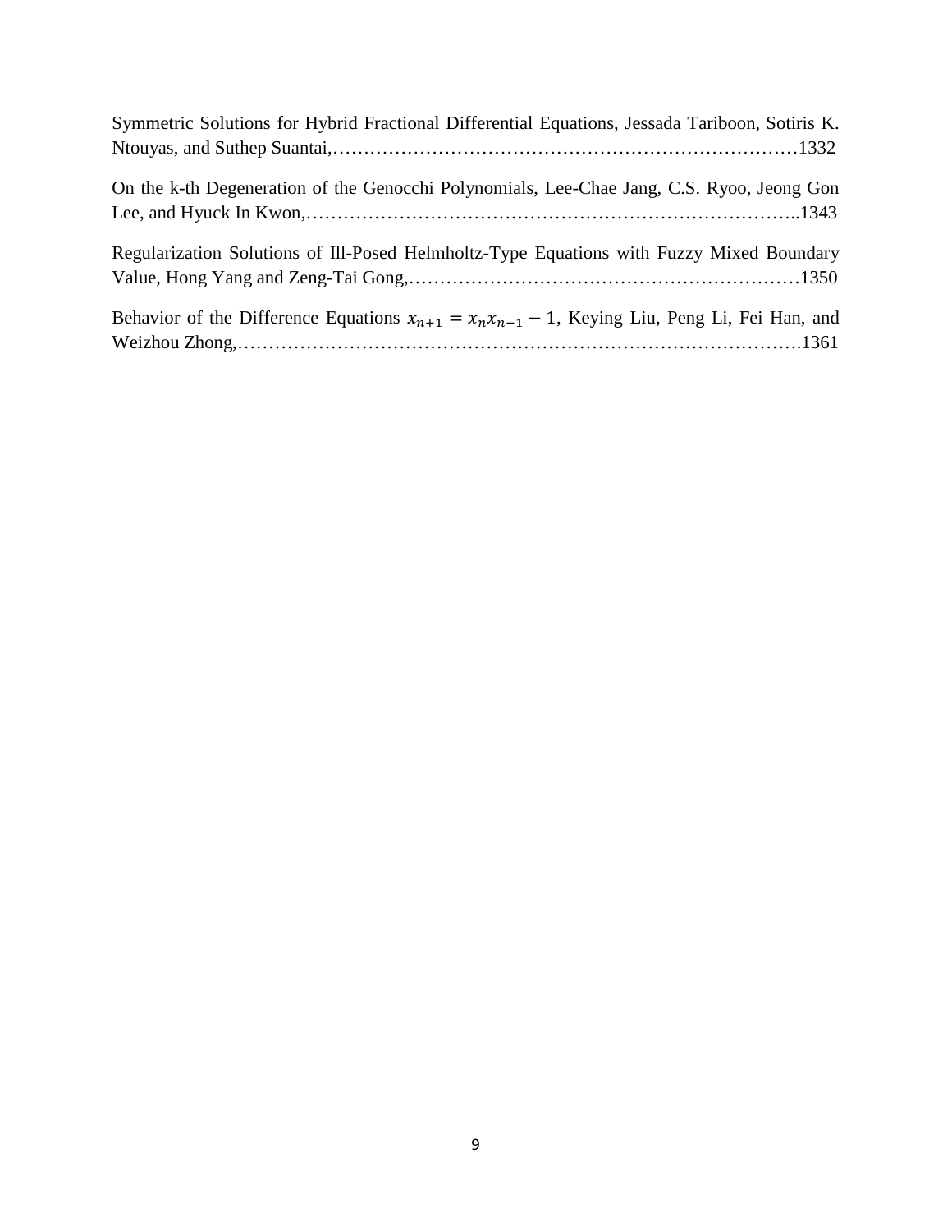Symmetric Solutions for Hybrid Fractional Differential Equations, Jessada Tariboon, Sotiris K. Ntouyas, and Suthep Suantai,…………………………………………………………………1332

On the k-th Degeneration of the Genocchi Polynomials, Lee-Chae Jang, C.S. Ryoo, Jeong Gon Lee, and Hyuck In Kwon,…………………………………………………………………..1343

Regularization Solutions of Ill-Posed Helmholtz-Type Equations with Fuzzy Mixed Boundary Value, Hong Yang and Zeng-Tai Gong,……………………………………………………1350

Behavior of the Difference Equations $x_{n+1} = x_n x_{n-1} - 1$, Keying Liu, Peng Li, Fei Han, and Weizhou Zhong,…………………………………………………………………………….1361